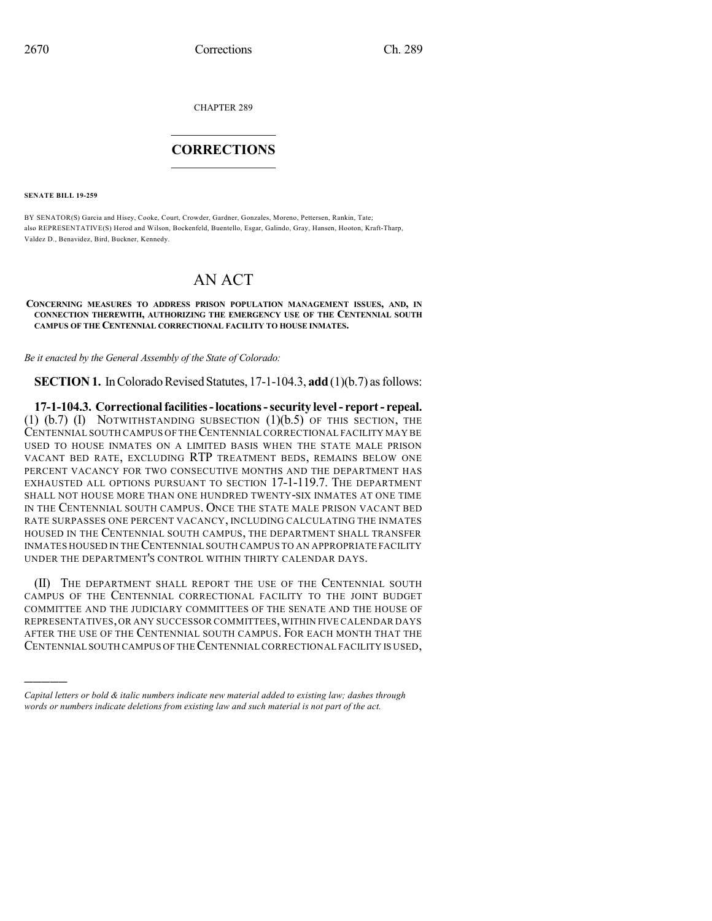CHAPTER 289

# CORRECTIONS

**SENATE BILL 19-259**

BY SENATOR(S) Garcia and Hisey, Cooke, Court, Crowder, Gardner, Gonzales, Moreno, Pettersen, Rankin, Tate;
also REPRESENTATIVE(S) Herod and Wilson, Bockenfeld, Buentello, Esgar, Galindo, Gray, Hansen, Hooton, Kraft-Tharp, Valdez D., Benavidez, Bird, Buckner, Kennedy.

# AN ACT

**CONCERNING MEASURES TO ADDRESS PRISON POPULATION MANAGEMENT ISSUES, AND, IN CONNECTION THEREWITH, AUTHORIZING THE EMERGENCY USE OF THE CENTENNIAL SOUTH CAMPUS OF THE CENTENNIAL CORRECTIONAL FACILITY TO HOUSE INMATES.**

*Be it enacted by the General Assembly of the State of Colorado:*

**SECTION 1.** In Colorado Revised Statutes, 17-1-104.3, **add** (1)(b.7) as follows:

**17-1-104.3. Correctional facilities - locations - security level - report - repeal.** (1) (b.7) (I) NOTWITHSTANDING SUBSECTION (1)(b.5) OF THIS SECTION, THE CENTENNIAL SOUTH CAMPUS OF THE CENTENNIAL CORRECTIONAL FACILITY MAY BE USED TO HOUSE INMATES ON A LIMITED BASIS WHEN THE STATE MALE PRISON VACANT BED RATE, EXCLUDING RTP TREATMENT BEDS, REMAINS BELOW ONE PERCENT VACANCY FOR TWO CONSECUTIVE MONTHS AND THE DEPARTMENT HAS EXHAUSTED ALL OPTIONS PURSUANT TO SECTION 17-1-119.7. THE DEPARTMENT SHALL NOT HOUSE MORE THAN ONE HUNDRED TWENTY-SIX INMATES AT ONE TIME IN THE CENTENNIAL SOUTH CAMPUS. ONCE THE STATE MALE PRISON VACANT BED RATE SURPASSES ONE PERCENT VACANCY, INCLUDING CALCULATING THE INMATES HOUSED IN THE CENTENNIAL SOUTH CAMPUS, THE DEPARTMENT SHALL TRANSFER INMATES HOUSED IN THE CENTENNIAL SOUTH CAMPUS TO AN APPROPRIATE FACILITY UNDER THE DEPARTMENT'S CONTROL WITHIN THIRTY CALENDAR DAYS.

(II) THE DEPARTMENT SHALL REPORT THE USE OF THE CENTENNIAL SOUTH CAMPUS OF THE CENTENNIAL CORRECTIONAL FACILITY TO THE JOINT BUDGET COMMITTEE AND THE JUDICIARY COMMITTEES OF THE SENATE AND THE HOUSE OF REPRESENTATIVES, OR ANY SUCCESSOR COMMITTEES, WITHIN FIVE CALENDAR DAYS AFTER THE USE OF THE CENTENNIAL SOUTH CAMPUS. FOR EACH MONTH THAT THE CENTENNIAL SOUTH CAMPUS OF THE CENTENNIAL CORRECTIONAL FACILITY IS USED,

---

*Capital letters or bold & italic numbers indicate new material added to existing law; dashes through words or numbers indicate deletions from existing law and such material is not part of the act.*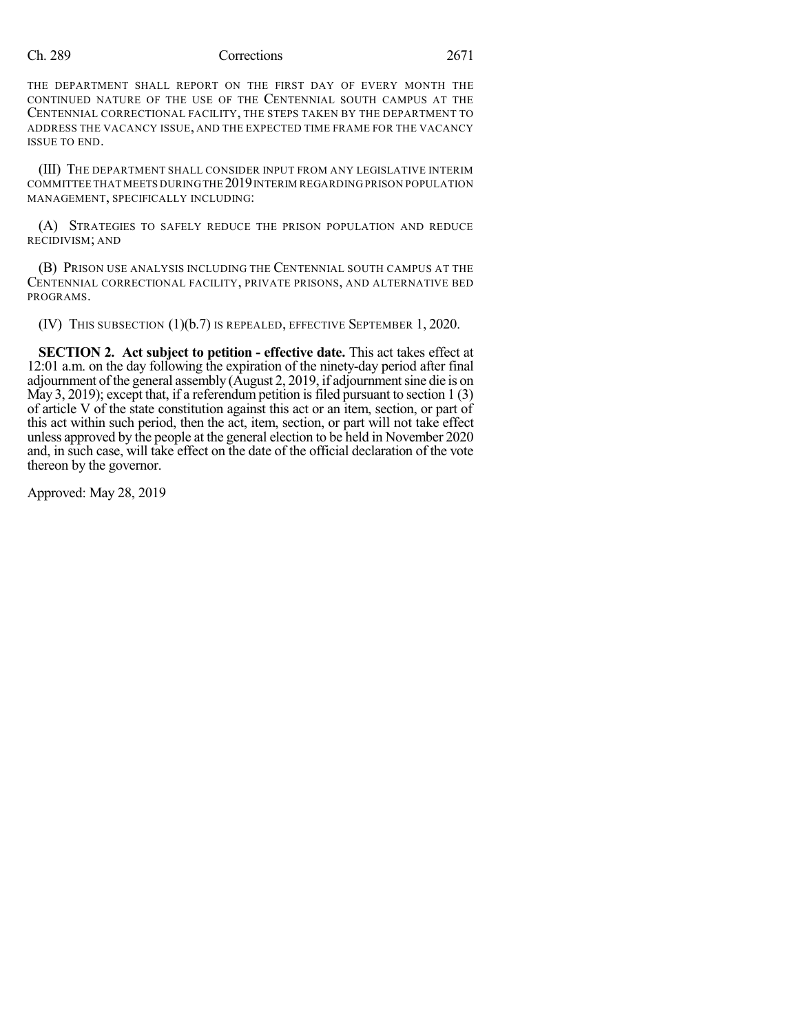THE DEPARTMENT SHALL REPORT ON THE FIRST DAY OF EVERY MONTH THE CONTINUED NATURE OF THE USE OF THE CENTENNIAL SOUTH CAMPUS AT THE CENTENNIAL CORRECTIONAL FACILITY, THE STEPS TAKEN BY THE DEPARTMENT TO ADDRESS THE VACANCY ISSUE, AND THE EXPECTED TIME FRAME FOR THE VACANCY ISSUE TO END.

(III) THE DEPARTMENT SHALL CONSIDER INPUT FROM ANY LEGISLATIVE INTERIM COMMITTEE THAT MEETS DURING THE 2019 INTERIM REGARDING PRISON POPULATION MANAGEMENT, SPECIFICALLY INCLUDING:

(A) STRATEGIES TO SAFELY REDUCE THE PRISON POPULATION AND REDUCE RECIDIVISM; AND

(B) PRISON USE ANALYSIS INCLUDING THE CENTENNIAL SOUTH CAMPUS AT THE CENTENNIAL CORRECTIONAL FACILITY, PRIVATE PRISONS, AND ALTERNATIVE BED PROGRAMS.

(IV) THIS SUBSECTION (1)(b.7) IS REPEALED, EFFECTIVE SEPTEMBER 1, 2020.

**SECTION 2. Act subject to petition - effective date.** This act takes effect at 12:01 a.m. on the day following the expiration of the ninety-day period after final adjournment of the general assembly (August 2, 2019, if adjournment sine die is on May 3, 2019); except that, if a referendum petition is filed pursuant to section 1 (3) of article V of the state constitution against this act or an item, section, or part of this act within such period, then the act, item, section, or part will not take effect unless approved by the people at the general election to be held in November 2020 and, in such case, will take effect on the date of the official declaration of the vote thereon by the governor.

Approved: May 28, 2019